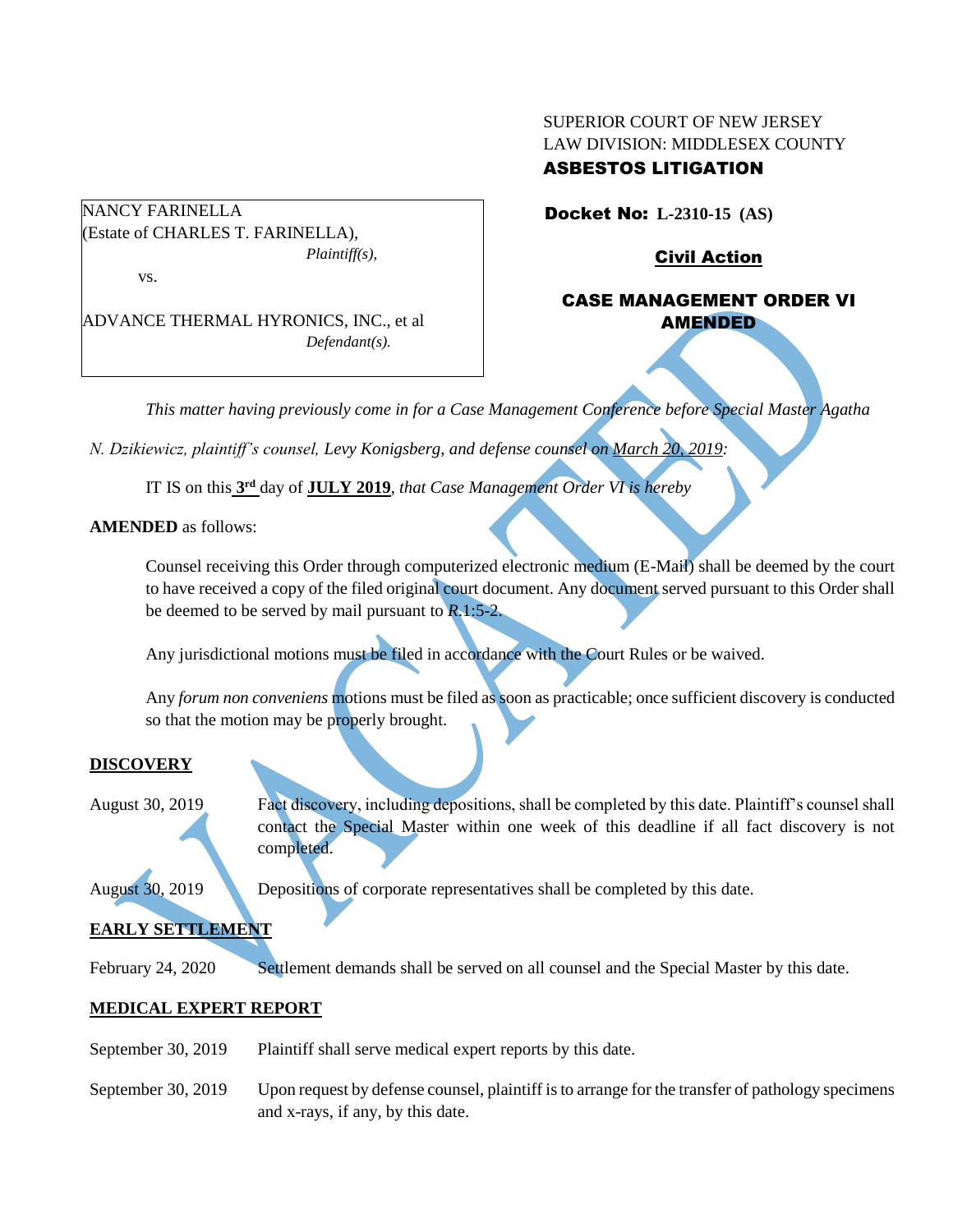SUPERIOR COURT OF NEW JERSEY
LAW DIVISION: MIDDLESEX COUNTY
**ASBESTOS LITIGATION**

NANCY FARINELLA
(Estate of CHARLES T. FARINELLA),
*Plaintiff(s),*

vs.

ADVANCE THERMAL HYRONICS, INC., et al
*Defendant(s).*

**Docket No: L-2310-15 (AS)**

**Civil Action**

**CASE MANAGEMENT ORDER VI AMENDED**

VACATED

*This matter having previously come in for a Case Management Conference before Special Master Agatha N. Dzikiewicz, plaintiff's counsel,* Levy Konigsberg, *and defense counsel on March 20, 2019:*

IT IS on this **3rd** day of **JULY 2019**, *that Case Management Order VI is hereby* **AMENDED** as follows:

Counsel receiving this Order through computerized electronic medium (E-Mail) shall be deemed by the court to have received a copy of the filed original court document. Any document served pursuant to this Order shall be deemed to be served by mail pursuant to *R*.1:5-2.

Any jurisdictional motions must be filed in accordance with the Court Rules or be waived.

Any *forum non conveniens* motions must be filed as soon as practicable; once sufficient discovery is conducted so that the motion may be properly brought.

**DISCOVERY**

| | |
|---|---|
| August 30, 2019 | Fact discovery, including depositions, shall be completed by this date. Plaintiff's counsel shall contact the Special Master within one week of this deadline if all fact discovery is not completed. |
| August 30, 2019 | Depositions of corporate representatives shall be completed by this date. |

**EARLY SETTLEMENT**

| | |
|---|---|
| February 24, 2020 | Settlement demands shall be served on all counsel and the Special Master by this date. |

**MEDICAL EXPERT REPORT**

| | |
|---|---|
| September 30, 2019 | Plaintiff shall serve medical expert reports by this date. |
| September 30, 2019 | Upon request by defense counsel, plaintiff is to arrange for the transfer of pathology specimens and x-rays, if any, by this date. |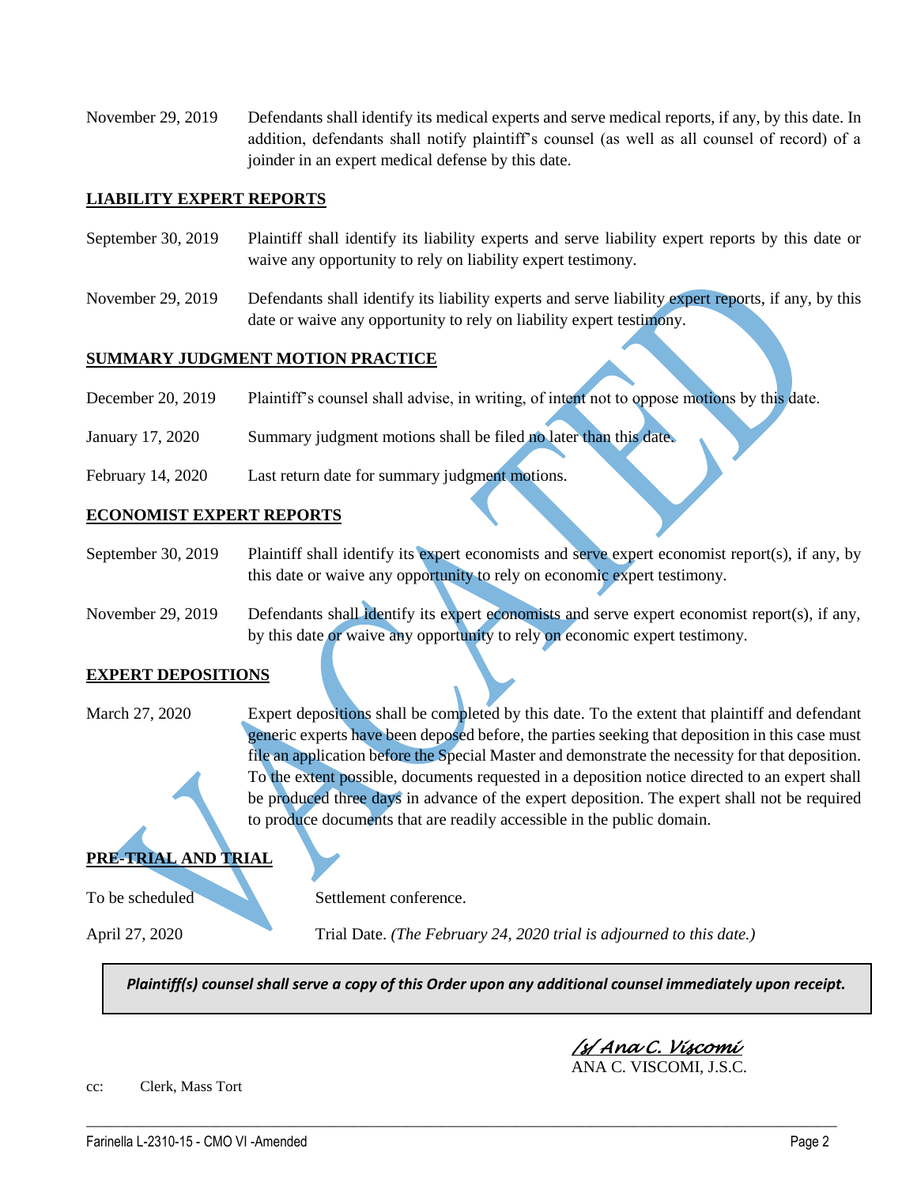November 29, 2019 Defendants shall identify its medical experts and serve medical reports, if any, by this date. In addition, defendants shall notify plaintiff's counsel (as well as all counsel of record) of a joinder in an expert medical defense by this date.

**LIABILITY EXPERT REPORTS**

September 30, 2019 Plaintiff shall identify its liability experts and serve liability expert reports by this date or waive any opportunity to rely on liability expert testimony.

November 29, 2019 Defendants shall identify its liability experts and serve liability expert reports, if any, by this date or waive any opportunity to rely on liability expert testimony.

**SUMMARY JUDGMENT MOTION PRACTICE**

December 20, 2019 Plaintiff's counsel shall advise, in writing, of intent not to oppose motions by this date.

January 17, 2020 Summary judgment motions shall be filed no later than this date.

February 14, 2020 Last return date for summary judgment motions.

**ECONOMIST EXPERT REPORTS**

September 30, 2019 Plaintiff shall identify its expert economists and serve expert economist report(s), if any, by this date or waive any opportunity to rely on economic expert testimony.

November 29, 2019 Defendants shall identify its expert economists and serve expert economist report(s), if any, by this date or waive any opportunity to rely on economic expert testimony.

**EXPERT DEPOSITIONS**

March 27, 2020 Expert depositions shall be completed by this date. To the extent that plaintiff and defendant generic experts have been deposed before, the parties seeking that deposition in this case must file an application before the Special Master and demonstrate the necessity for that deposition. To the extent possible, documents requested in a deposition notice directed to an expert shall be produced three days in advance of the expert deposition. The expert shall not be required to produce documents that are readily accessible in the public domain.

**PRE-TRIAL AND TRIAL**

To be scheduled Settlement conference.

April 27, 2020 Trial Date. *(The February 24, 2020 trial is adjourned to this date.)*

***Plaintiff(s) counsel shall serve a copy of this Order upon any additional counsel immediately upon receipt.***

*/s/ Ana C. Viscomi*
ANA C. VISCOMI, J.S.C.

VACATED

cc: Clerk, Mass Tort